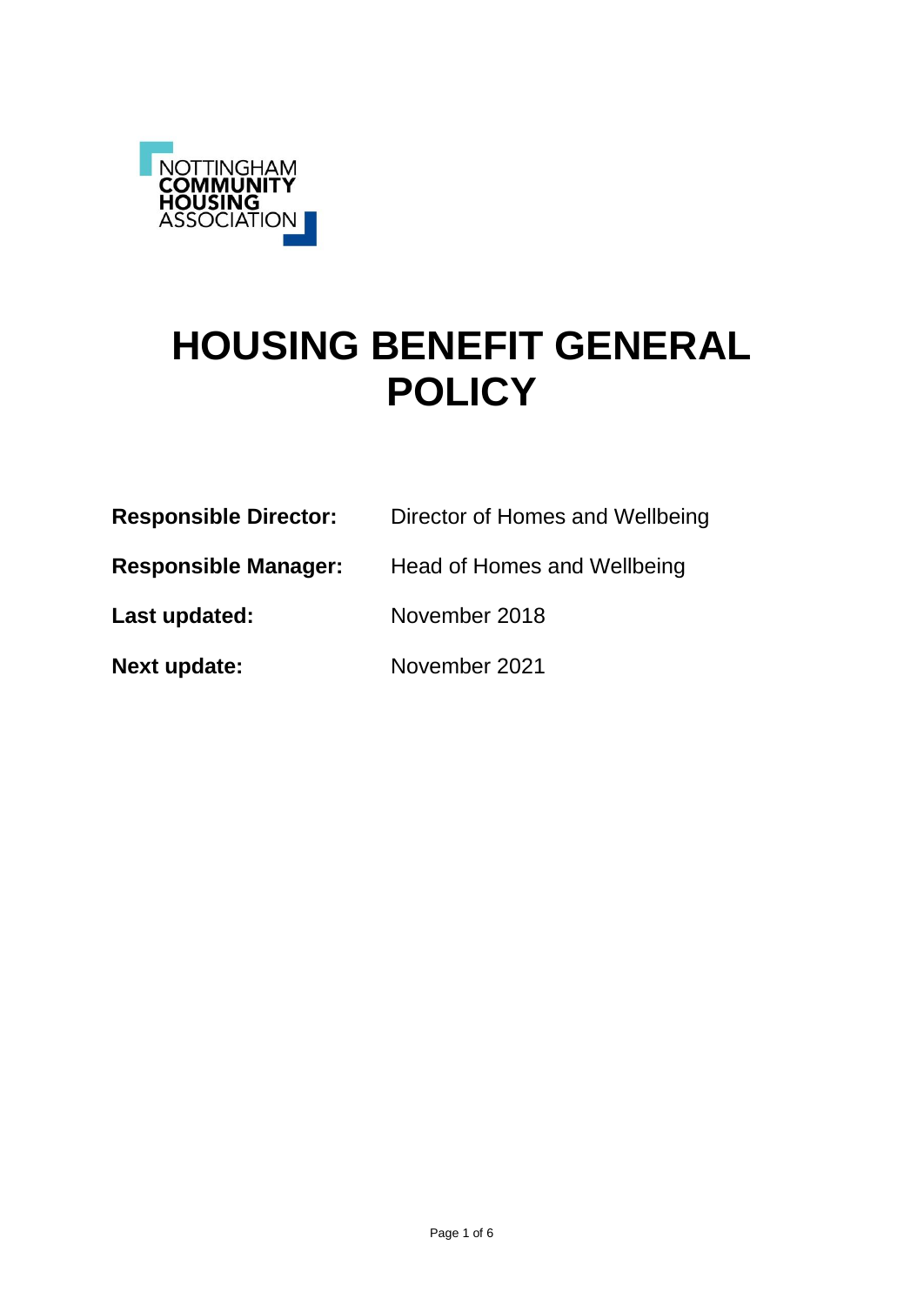NOTTINGHAM
COMMUNITY
HOUSING
ASSOCIATION

# HOUSING BENEFIT GENERAL POLICY

| | |
|---|---|
| **Responsible Director:** | Director of Homes and Wellbeing |
| **Responsible Manager:** | Head of Homes and Wellbeing |
| **Last updated:** | November 2018 |
| **Next update:** | November 2021 |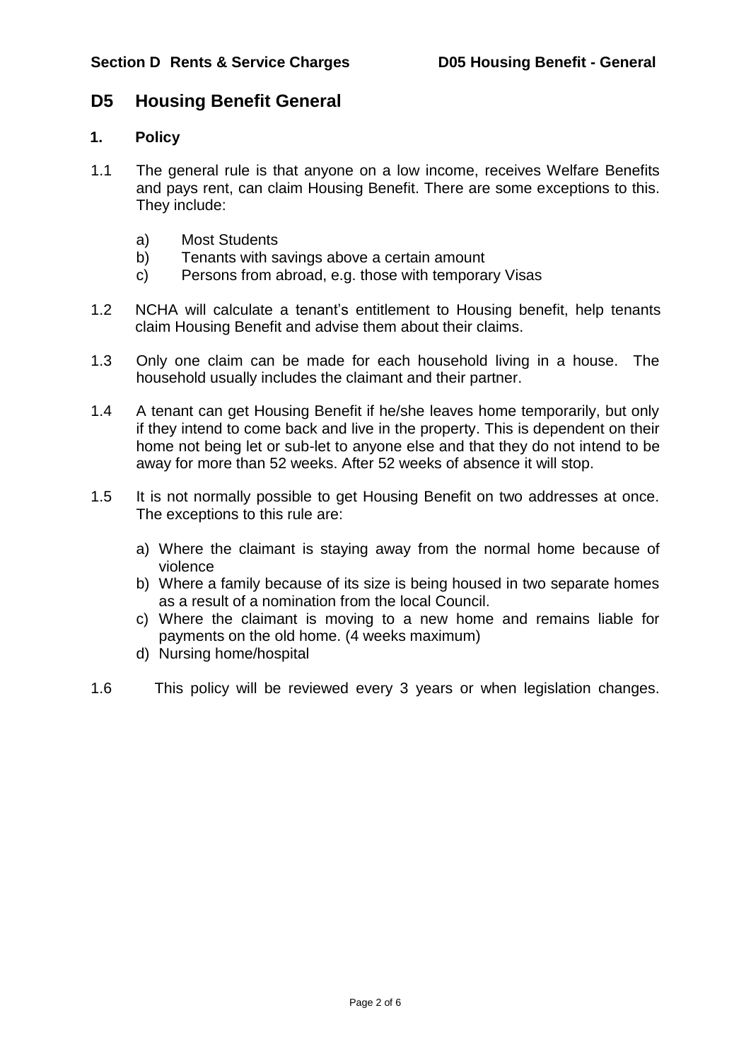## D5 Housing Benefit General

### 1. Policy

1.1 The general rule is that anyone on a low income, receives Welfare Benefits and pays rent, can claim Housing Benefit. There are some exceptions to this. They include:

a) Most Students
b) Tenants with savings above a certain amount
c) Persons from abroad, e.g. those with temporary Visas

1.2 NCHA will calculate a tenant's entitlement to Housing benefit, help tenants claim Housing Benefit and advise them about their claims.

1.3 Only one claim can be made for each household living in a house. The household usually includes the claimant and their partner.

1.4 A tenant can get Housing Benefit if he/she leaves home temporarily, but only if they intend to come back and live in the property. This is dependent on their home not being let or sub-let to anyone else and that they do not intend to be away for more than 52 weeks. After 52 weeks of absence it will stop.

1.5 It is not normally possible to get Housing Benefit on two addresses at once. The exceptions to this rule are:

a) Where the claimant is staying away from the normal home because of violence
b) Where a family because of its size is being housed in two separate homes as a result of a nomination from the local Council.
c) Where the claimant is moving to a new home and remains liable for payments on the old home. (4 weeks maximum)
d) Nursing home/hospital

1.6 This policy will be reviewed every 3 years or when legislation changes.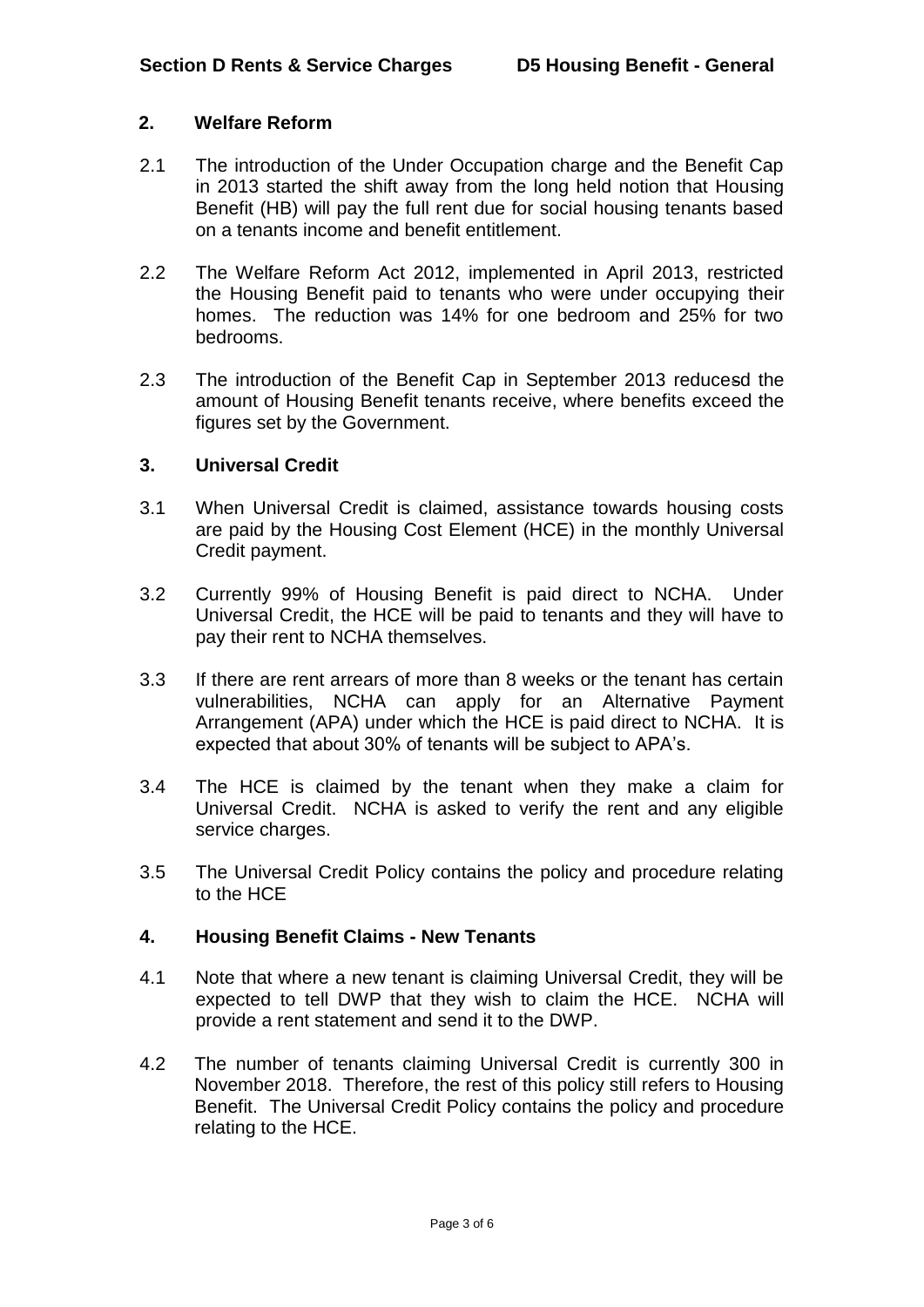## 2. Welfare Reform

2.1 The introduction of the Under Occupation charge and the Benefit Cap in 2013 started the shift away from the long held notion that Housing Benefit (HB) will pay the full rent due for social housing tenants based on a tenants income and benefit entitlement.

2.2 The Welfare Reform Act 2012, implemented in April 2013, restricted the Housing Benefit paid to tenants who were under occupying their homes. The reduction was 14% for one bedroom and 25% for two bedrooms.

2.3 The introduction of the Benefit Cap in September 2013 reducesd the amount of Housing Benefit tenants receive, where benefits exceed the figures set by the Government.

## 3. Universal Credit

3.1 When Universal Credit is claimed, assistance towards housing costs are paid by the Housing Cost Element (HCE) in the monthly Universal Credit payment.

3.2 Currently 99% of Housing Benefit is paid direct to NCHA. Under Universal Credit, the HCE will be paid to tenants and they will have to pay their rent to NCHA themselves.

3.3 If there are rent arrears of more than 8 weeks or the tenant has certain vulnerabilities, NCHA can apply for an Alternative Payment Arrangement (APA) under which the HCE is paid direct to NCHA. It is expected that about 30% of tenants will be subject to APA's.

3.4 The HCE is claimed by the tenant when they make a claim for Universal Credit. NCHA is asked to verify the rent and any eligible service charges.

3.5 The Universal Credit Policy contains the policy and procedure relating to the HCE

## 4. Housing Benefit Claims - New Tenants

4.1 Note that where a new tenant is claiming Universal Credit, they will be expected to tell DWP that they wish to claim the HCE. NCHA will provide a rent statement and send it to the DWP.

4.2 The number of tenants claiming Universal Credit is currently 300 in November 2018. Therefore, the rest of this policy still refers to Housing Benefit. The Universal Credit Policy contains the policy and procedure relating to the HCE.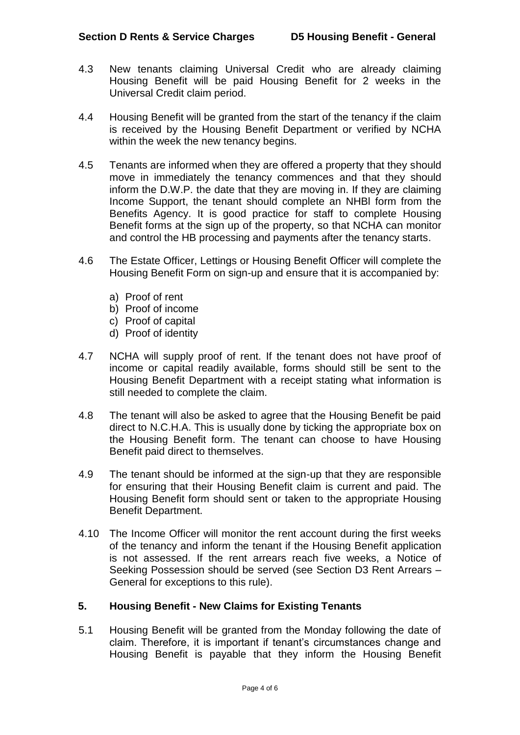4.3 New tenants claiming Universal Credit who are already claiming Housing Benefit will be paid Housing Benefit for 2 weeks in the Universal Credit claim period.

4.4 Housing Benefit will be granted from the start of the tenancy if the claim is received by the Housing Benefit Department or verified by NCHA within the week the new tenancy begins.

4.5 Tenants are informed when they are offered a property that they should move in immediately the tenancy commences and that they should inform the D.W.P. the date that they are moving in. If they are claiming Income Support, the tenant should complete an NHBl form from the Benefits Agency. It is good practice for staff to complete Housing Benefit forms at the sign up of the property, so that NCHA can monitor and control the HB processing and payments after the tenancy starts.

4.6 The Estate Officer, Lettings or Housing Benefit Officer will complete the Housing Benefit Form on sign-up and ensure that it is accompanied by:

a) Proof of rent
b) Proof of income
c) Proof of capital
d) Proof of identity

4.7 NCHA will supply proof of rent. If the tenant does not have proof of income or capital readily available, forms should still be sent to the Housing Benefit Department with a receipt stating what information is still needed to complete the claim.

4.8 The tenant will also be asked to agree that the Housing Benefit be paid direct to N.C.H.A. This is usually done by ticking the appropriate box on the Housing Benefit form. The tenant can choose to have Housing Benefit paid direct to themselves.

4.9 The tenant should be informed at the sign-up that they are responsible for ensuring that their Housing Benefit claim is current and paid. The Housing Benefit form should sent or taken to the appropriate Housing Benefit Department.

4.10 The Income Officer will monitor the rent account during the first weeks of the tenancy and inform the tenant if the Housing Benefit application is not assessed. If the rent arrears reach five weeks, a Notice of Seeking Possession should be served (see Section D3 Rent Arrears – General for exceptions to this rule).

## 5. Housing Benefit - New Claims for Existing Tenants

5.1 Housing Benefit will be granted from the Monday following the date of claim. Therefore, it is important if tenant's circumstances change and Housing Benefit is payable that they inform the Housing Benefit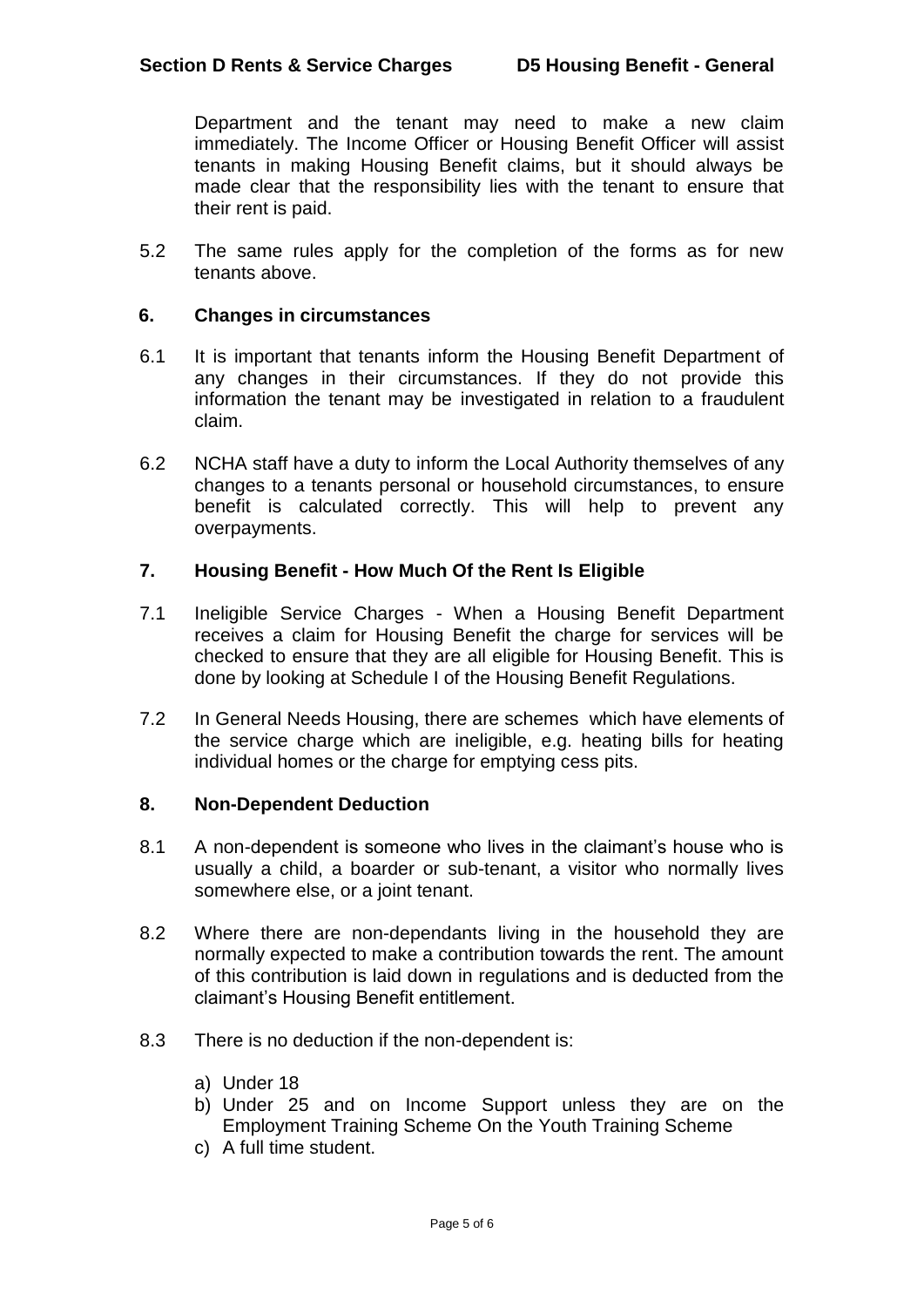Department and the tenant may need to make a new claim immediately. The Income Officer or Housing Benefit Officer will assist tenants in making Housing Benefit claims, but it should always be made clear that the responsibility lies with the tenant to ensure that their rent is paid.

5.2 The same rules apply for the completion of the forms as for new tenants above.

## 6. Changes in circumstances

6.1 It is important that tenants inform the Housing Benefit Department of any changes in their circumstances. If they do not provide this information the tenant may be investigated in relation to a fraudulent claim.

6.2 NCHA staff have a duty to inform the Local Authority themselves of any changes to a tenants personal or household circumstances, to ensure benefit is calculated correctly. This will help to prevent any overpayments.

## 7. Housing Benefit - How Much Of the Rent Is Eligible

7.1 Ineligible Service Charges - When a Housing Benefit Department receives a claim for Housing Benefit the charge for services will be checked to ensure that they are all eligible for Housing Benefit. This is done by looking at Schedule I of the Housing Benefit Regulations.

7.2 In General Needs Housing, there are schemes which have elements of the service charge which are ineligible, e.g. heating bills for heating individual homes or the charge for emptying cess pits.

## 8. Non-Dependent Deduction

8.1 A non-dependent is someone who lives in the claimant's house who is usually a child, a boarder or sub-tenant, a visitor who normally lives somewhere else, or a joint tenant.

8.2 Where there are non-dependants living in the household they are normally expected to make a contribution towards the rent. The amount of this contribution is laid down in regulations and is deducted from the claimant's Housing Benefit entitlement.

8.3 There is no deduction if the non-dependent is:

a) Under 18
b) Under 25 and on Income Support unless they are on the Employment Training Scheme On the Youth Training Scheme
c) A full time student.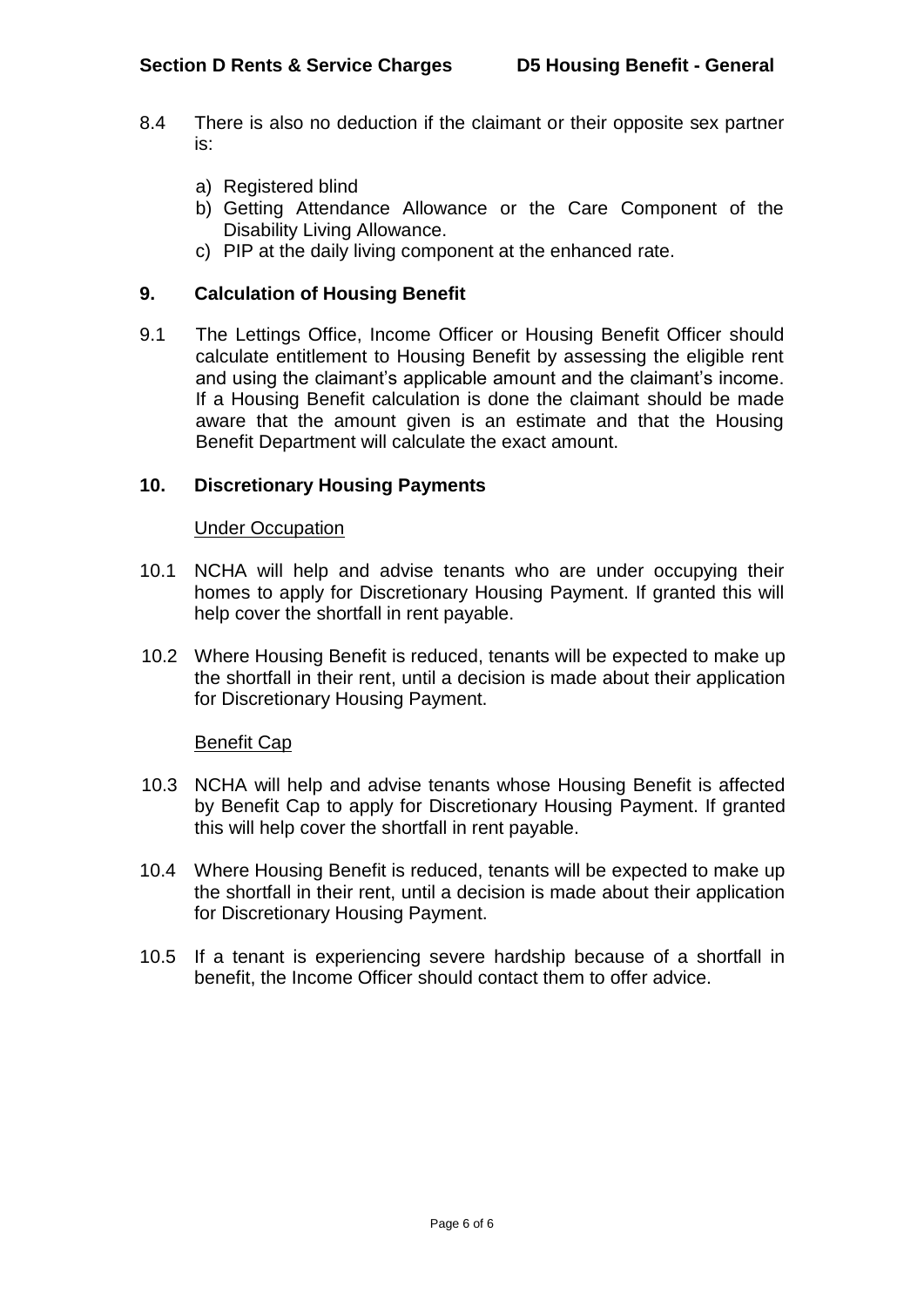8.4 There is also no deduction if the claimant or their opposite sex partner is:

a) Registered blind
b) Getting Attendance Allowance or the Care Component of the Disability Living Allowance.
c) PIP at the daily living component at the enhanced rate.

## 9. Calculation of Housing Benefit

9.1 The Lettings Office, Income Officer or Housing Benefit Officer should calculate entitlement to Housing Benefit by assessing the eligible rent and using the claimant's applicable amount and the claimant's income. If a Housing Benefit calculation is done the claimant should be made aware that the amount given is an estimate and that the Housing Benefit Department will calculate the exact amount.

## 10. Discretionary Housing Payments

<u>Under Occupation</u>

10.1 NCHA will help and advise tenants who are under occupying their homes to apply for Discretionary Housing Payment. If granted this will help cover the shortfall in rent payable.

10.2 Where Housing Benefit is reduced, tenants will be expected to make up the shortfall in their rent, until a decision is made about their application for Discretionary Housing Payment.

<u>Benefit Cap</u>

10.3 NCHA will help and advise tenants whose Housing Benefit is affected by Benefit Cap to apply for Discretionary Housing Payment. If granted this will help cover the shortfall in rent payable.

10.4 Where Housing Benefit is reduced, tenants will be expected to make up the shortfall in their rent, until a decision is made about their application for Discretionary Housing Payment.

10.5 If a tenant is experiencing severe hardship because of a shortfall in benefit, the Income Officer should contact them to offer advice.